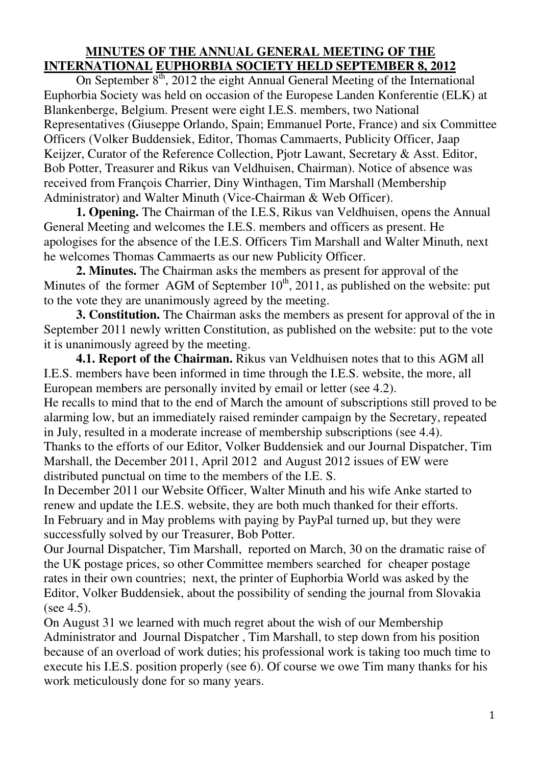# MINUTES OF THE ANNUAL GENERAL MEETING OF THE INTERNATIONAL EUPHORBIA SOCIETY HELD SEPTEMBER 8, 2012

On September 8th, 2012 the eight Annual General Meeting of the International Euphorbia Society was held on occasion of the Europese Landen Konferentie (ELK) at Blankenberge, Belgium. Present were eight I.E.S. members, two National Representatives (Giuseppe Orlando, Spain; Emmanuel Porte, France) and six Committee Officers (Volker Buddensiek, Editor, Thomas Cammaerts, Publicity Officer, Jaap Keijzer, Curator of the Reference Collection, Pjotr Lawant, Secretary & Asst. Editor, Bob Potter, Treasurer and Rikus van Veldhuisen, Chairman). Notice of absence was received from François Charrier, Diny Winthagen, Tim Marshall (Membership Administrator) and Walter Minuth (Vice-Chairman & Web Officer).

**1. Opening.** The Chairman of the I.E.S, Rikus van Veldhuisen, opens the Annual General Meeting and welcomes the I.E.S. members and officers as present. He apologises for the absence of the I.E.S. Officers Tim Marshall and Walter Minuth, next he welcomes Thomas Cammaerts as our new Publicity Officer.

**2. Minutes.** The Chairman asks the members as present for approval of the Minutes of the former AGM of September 10th, 2011, as published on the website: put to the vote they are unanimously agreed by the meeting.

**3. Constitution.** The Chairman asks the members as present for approval of the in September 2011 newly written Constitution, as published on the website: put to the vote it is unanimously agreed by the meeting.

**4.1. Report of the Chairman.** Rikus van Veldhuisen notes that to this AGM all I.E.S. members have been informed in time through the I.E.S. website, the more, all European members are personally invited by email or letter (see 4.2).

He recalls to mind that to the end of March the amount of subscriptions still proved to be alarming low, but an immediately raised reminder campaign by the Secretary, repeated in July, resulted in a moderate increase of membership subscriptions (see 4.4).

Thanks to the efforts of our Editor, Volker Buddensiek and our Journal Dispatcher, Tim Marshall, the December 2011, April 2012 and August 2012 issues of EW were distributed punctual on time to the members of the I.E. S.

In December 2011 our Website Officer, Walter Minuth and his wife Anke started to renew and update the I.E.S. website, they are both much thanked for their efforts.

In February and in May problems with paying by PayPal turned up, but they were successfully solved by our Treasurer, Bob Potter.

Our Journal Dispatcher, Tim Marshall, reported on March, 30 on the dramatic raise of the UK postage prices, so other Committee members searched for cheaper postage rates in their own countries; next, the printer of Euphorbia World was asked by the Editor, Volker Buddensiek, about the possibility of sending the journal from Slovakia (see 4.5).

On August 31 we learned with much regret about the wish of our Membership Administrator and Journal Dispatcher , Tim Marshall, to step down from his position because of an overload of work duties; his professional work is taking too much time to execute his I.E.S. position properly (see 6). Of course we owe Tim many thanks for his work meticulously done for so many years.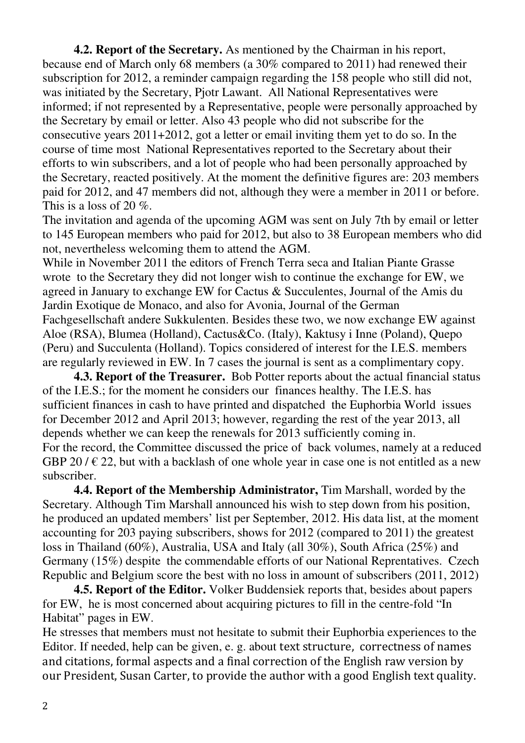**4.2. Report of the Secretary.** As mentioned by the Chairman in his report, because end of March only 68 members (a 30% compared to 2011) had renewed their subscription for 2012, a reminder campaign regarding the 158 people who still did not, was initiated by the Secretary, Pjotr Lawant. All National Representatives were informed; if not represented by a Representative, people were personally approached by the Secretary by email or letter. Also 43 people who did not subscribe for the consecutive years 2011+2012, got a letter or email inviting them yet to do so. In the course of time most National Representatives reported to the Secretary about their efforts to win subscribers, and a lot of people who had been personally approached by the Secretary, reacted positively. At the moment the definitive figures are: 203 members paid for 2012, and 47 members did not, although they were a member in 2011 or before. This is a loss of 20 %.

The invitation and agenda of the upcoming AGM was sent on July 7th by email or letter to 145 European members who paid for 2012, but also to 38 European members who did not, nevertheless welcoming them to attend the AGM.

While in November 2011 the editors of French Terra seca and Italian Piante Grasse wrote to the Secretary they did not longer wish to continue the exchange for EW, we agreed in January to exchange EW for Cactus & Succulentes, Journal of the Amis du Jardin Exotique de Monaco, and also for Avonia, Journal of the German Fachgesellschaft andere Sukkulenten. Besides these two, we now exchange EW against Aloe (RSA), Blumea (Holland), Cactus&Co. (Italy), Kaktusy i Inne (Poland), Quepo (Peru) and Succulenta (Holland). Topics considered of interest for the I.E.S. members are regularly reviewed in EW. In 7 cases the journal is sent as a complimentary copy.

**4.3. Report of the Treasurer.** Bob Potter reports about the actual financial status of the I.E.S.; for the moment he considers our finances healthy. The I.E.S. has sufficient finances in cash to have printed and dispatched the Euphorbia World issues for December 2012 and April 2013; however, regarding the rest of the year 2013, all depends whether we can keep the renewals for 2013 sufficiently coming in.

For the record, the Committee discussed the price of back volumes, namely at a reduced GBP 20 / € 22, but with a backlash of one whole year in case one is not entitled as a new subscriber.

**4.4. Report of the Membership Administrator,** Tim Marshall, worded by the Secretary. Although Tim Marshall announced his wish to step down from his position, he produced an updated members' list per September, 2012. His data list, at the moment accounting for 203 paying subscribers, shows for 2012 (compared to 2011) the greatest loss in Thailand (60%), Australia, USA and Italy (all 30%), South Africa (25%) and Germany (15%) despite the commendable efforts of our National Reprentatives. Czech Republic and Belgium score the best with no loss in amount of subscribers (2011, 2012)

**4.5. Report of the Editor.** Volker Buddensiek reports that, besides about papers for EW, he is most concerned about acquiring pictures to fill in the centre-fold "In Habitat" pages in EW.

He stresses that members must not hesitate to submit their Euphorbia experiences to the Editor. If needed, help can be given, e. g. about text structure, correctness of names and citations, formal aspects and a final correction of the English raw version by our President, Susan Carter, to provide the author with a good English text quality.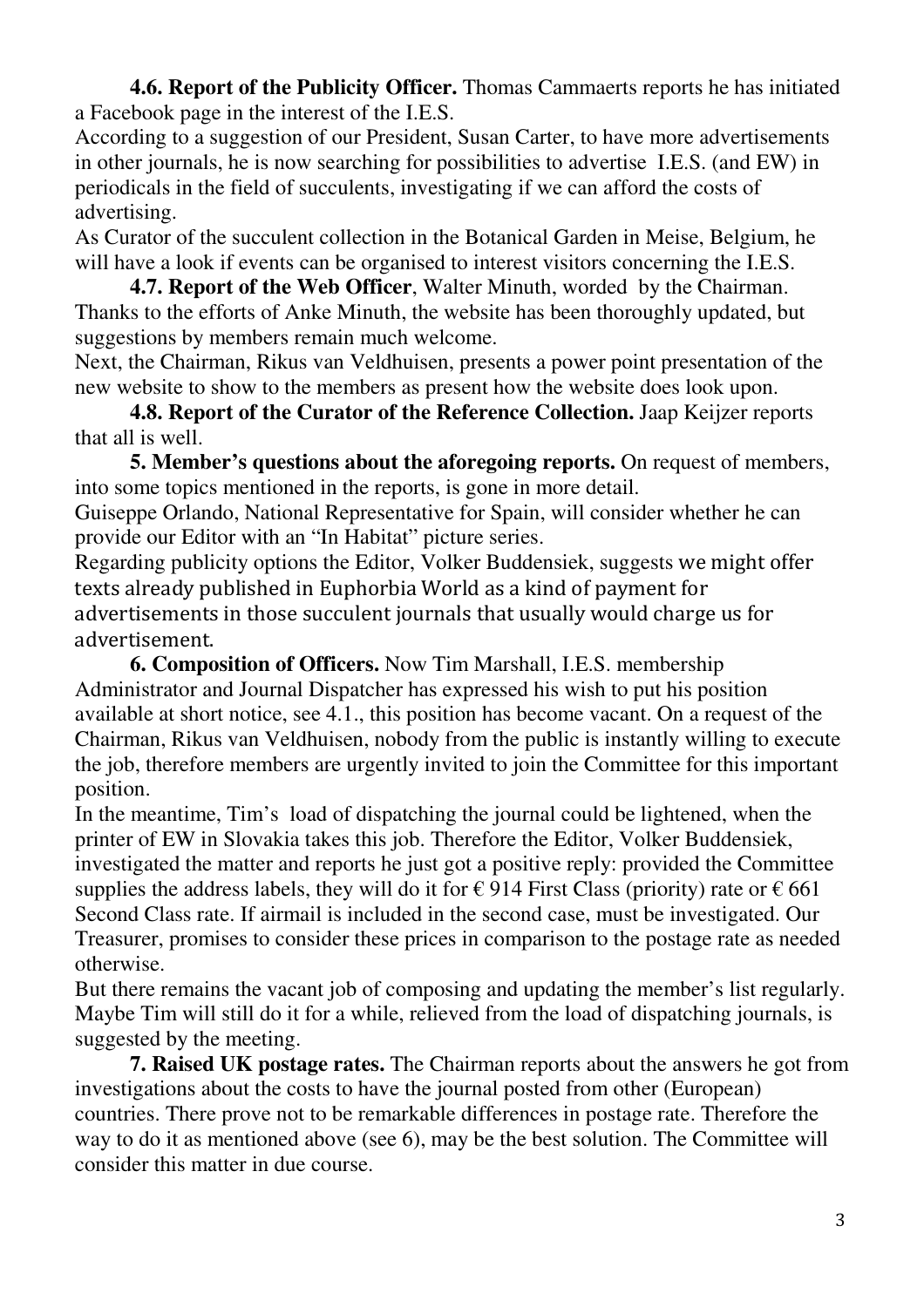**4.6. Report of the Publicity Officer.** Thomas Cammaerts reports he has initiated a Facebook page in the interest of the I.E.S.
According to a suggestion of our President, Susan Carter, to have more advertisements in other journals, he is now searching for possibilities to advertise I.E.S. (and EW) in periodicals in the field of succulents, investigating if we can afford the costs of advertising.
As Curator of the succulent collection in the Botanical Garden in Meise, Belgium, he will have a look if events can be organised to interest visitors concerning the I.E.S.

**4.7. Report of the Web Officer**, Walter Minuth, worded by the Chairman. Thanks to the efforts of Anke Minuth, the website has been thoroughly updated, but suggestions by members remain much welcome.
Next, the Chairman, Rikus van Veldhuisen, presents a power point presentation of the new website to show to the members as present how the website does look upon.

**4.8. Report of the Curator of the Reference Collection.** Jaap Keijzer reports that all is well.

**5. Member's questions about the aforegoing reports.** On request of members, into some topics mentioned in the reports, is gone in more detail.
Guiseppe Orlando, National Representative for Spain, will consider whether he can provide our Editor with an "In Habitat" picture series.
Regarding publicity options the Editor, Volker Buddensiek, suggests we might offer texts already published in Euphorbia World as a kind of payment for advertisements in those succulent journals that usually would charge us for advertisement.

**6. Composition of Officers.** Now Tim Marshall, I.E.S. membership Administrator and Journal Dispatcher has expressed his wish to put his position available at short notice, see 4.1., this position has become vacant. On a request of the Chairman, Rikus van Veldhuisen, nobody from the public is instantly willing to execute the job, therefore members are urgently invited to join the Committee for this important position.
In the meantime, Tim's load of dispatching the journal could be lightened, when the printer of EW in Slovakia takes this job. Therefore the Editor, Volker Buddensiek, investigated the matter and reports he just got a positive reply: provided the Committee supplies the address labels, they will do it for € 914 First Class (priority) rate or € 661 Second Class rate. If airmail is included in the second case, must be investigated. Our Treasurer, promises to consider these prices in comparison to the postage rate as needed otherwise.
But there remains the vacant job of composing and updating the member's list regularly. Maybe Tim will still do it for a while, relieved from the load of dispatching journals, is suggested by the meeting.

**7. Raised UK postage rates.** The Chairman reports about the answers he got from investigations about the costs to have the journal posted from other (European) countries. There prove not to be remarkable differences in postage rate. Therefore the way to do it as mentioned above (see 6), may be the best solution. The Committee will consider this matter in due course.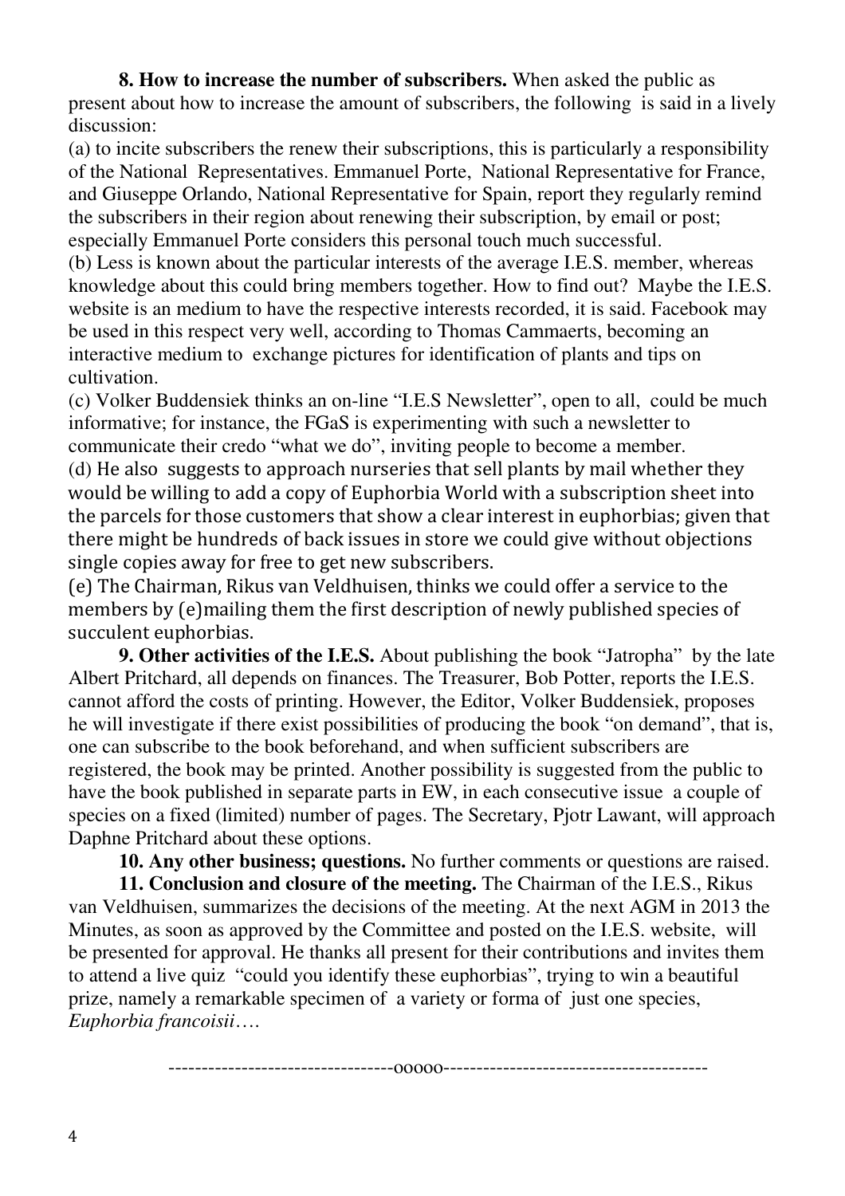**8. How to increase the number of subscribers.** When asked the public as present about how to increase the amount of subscribers, the following is said in a lively discussion:

(a) to incite subscribers the renew their subscriptions, this is particularly a responsibility of the National Representatives. Emmanuel Porte, National Representative for France, and Giuseppe Orlando, National Representative for Spain, report they regularly remind the subscribers in their region about renewing their subscription, by email or post; especially Emmanuel Porte considers this personal touch much successful.

(b) Less is known about the particular interests of the average I.E.S. member, whereas knowledge about this could bring members together. How to find out? Maybe the I.E.S. website is an medium to have the respective interests recorded, it is said. Facebook may be used in this respect very well, according to Thomas Cammaerts, becoming an interactive medium to exchange pictures for identification of plants and tips on cultivation.

(c) Volker Buddensiek thinks an on-line "I.E.S Newsletter", open to all, could be much informative; for instance, the FGaS is experimenting with such a newsletter to communicate their credo "what we do", inviting people to become a member.

(d) He also suggests to approach nurseries that sell plants by mail whether they would be willing to add a copy of Euphorbia World with a subscription sheet into the parcels for those customers that show a clear interest in euphorbias; given that there might be hundreds of back issues in store we could give without objections single copies away for free to get new subscribers.

(e) The Chairman, Rikus van Veldhuisen, thinks we could offer a service to the members by (e)mailing them the first description of newly published species of succulent euphorbias.

**9. Other activities of the I.E.S.** About publishing the book "Jatropha" by the late Albert Pritchard, all depends on finances. The Treasurer, Bob Potter, reports the I.E.S. cannot afford the costs of printing. However, the Editor, Volker Buddensiek, proposes he will investigate if there exist possibilities of producing the book "on demand", that is, one can subscribe to the book beforehand, and when sufficient subscribers are registered, the book may be printed. Another possibility is suggested from the public to have the book published in separate parts in EW, in each consecutive issue a couple of species on a fixed (limited) number of pages. The Secretary, Pjotr Lawant, will approach Daphne Pritchard about these options.

**10. Any other business; questions.** No further comments or questions are raised.

**11. Conclusion and closure of the meeting.** The Chairman of the I.E.S., Rikus van Veldhuisen, summarizes the decisions of the meeting. At the next AGM in 2013 the Minutes, as soon as approved by the Committee and posted on the I.E.S. website, will be presented for approval. He thanks all present for their contributions and invites them to attend a live quiz "could you identify these euphorbias", trying to win a beautiful prize, namely a remarkable specimen of a variety or forma of just one species, *Euphorbia francoisii*….

----------------------------------ooooo----------------------------------------